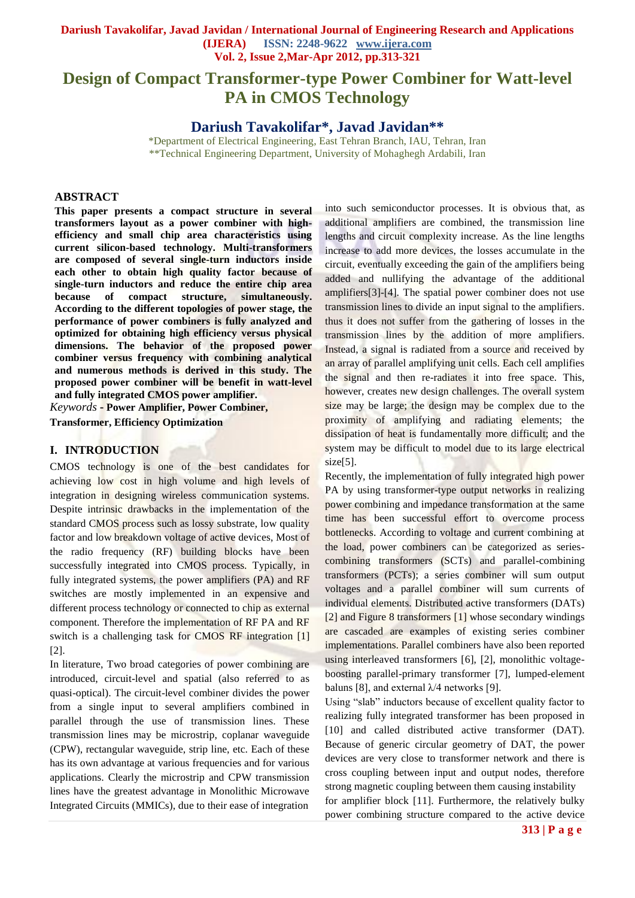# Design of Compact Transformer-type Power Combiner for Watt-level PA in CMOS Technology

## Dariush Tavakolifar*, Javad Javidan**

*Department of Electrical Engineering, East Tehran Branch, IAU, Tehran, Iran
**Technical Engineering Department, University of Mohaghegh Ardabili, Iran

## ABSTRACT

**This paper presents a compact structure in several transformers layout as a power combiner with high-efficiency and small chip area characteristics using current silicon-based technology. Multi-transformers are composed of several single-turn inductors inside each other to obtain high quality factor because of single-turn inductors and reduce the entire chip area because of compact structure, simultaneously. According to the different topologies of power stage, the performance of power combiners is fully analyzed and optimized for obtaining high efficiency versus physical dimensions. The behavior of the proposed power combiner versus frequency with combining analytical and numerous methods is derived in this study. The proposed power combiner will be benefit in watt-level and fully integrated CMOS power amplifier.**

*Keywords* - **Power Amplifier, Power Combiner, Transformer, Efficiency Optimization**

## I. INTRODUCTION

CMOS technology is one of the best candidates for achieving low cost in high volume and high levels of integration in designing wireless communication systems. Despite intrinsic drawbacks in the implementation of the standard CMOS process such as lossy substrate, low quality factor and low breakdown voltage of active devices, Most of the radio frequency (RF) building blocks have been successfully integrated into CMOS process. Typically, in fully integrated systems, the power amplifiers (PA) and RF switches are mostly implemented in an expensive and different process technology or connected to chip as external component. Therefore the implementation of RF PA and RF switch is a challenging task for CMOS RF integration [1] [2].

In literature, Two broad categories of power combining are introduced, circuit-level and spatial (also referred to as quasi-optical). The circuit-level combiner divides the power from a single input to several amplifiers combined in parallel through the use of transmission lines. These transmission lines may be microstrip, coplanar waveguide (CPW), rectangular waveguide, strip line, etc. Each of these has its own advantage at various frequencies and for various applications. Clearly the microstrip and CPW transmission lines have the greatest advantage in Monolithic Microwave Integrated Circuits (MMICs), due to their ease of integration into such semiconductor processes. It is obvious that, as additional amplifiers are combined, the transmission line lengths and circuit complexity increase. As the line lengths increase to add more devices, the losses accumulate in the circuit, eventually exceeding the gain of the amplifiers being added and nullifying the advantage of the additional amplifiers[3]-[4]. The spatial power combiner does not use transmission lines to divide an input signal to the amplifiers. thus it does not suffer from the gathering of losses in the transmission lines by the addition of more amplifiers. Instead, a signal is radiated from a source and received by an array of parallel amplifying unit cells. Each cell amplifies the signal and then re-radiates it into free space. This, however, creates new design challenges. The overall system size may be large; the design may be complex due to the proximity of amplifying and radiating elements; the dissipation of heat is fundamentally more difficult; and the system may be difficult to model due to its large electrical size[5].

Recently, the implementation of fully integrated high power PA by using transformer-type output networks in realizing power combining and impedance transformation at the same time has been successful effort to overcome process bottlenecks. According to voltage and current combining at the load, power combiners can be categorized as series-combining transformers (SCTs) and parallel-combining transformers (PCTs); a series combiner will sum output voltages and a parallel combiner will sum currents of individual elements. Distributed active transformers (DATs) [2] and Figure 8 transformers [1] whose secondary windings are cascaded are examples of existing series combiner implementations. Parallel combiners have also been reported using interleaved transformers [6], [2], monolithic voltage-boosting parallel-primary transformer [7], lumped-element baluns [8], and external λ/4 networks [9].

Using "slab" inductors because of excellent quality factor to realizing fully integrated transformer has been proposed in [10] and called distributed active transformer (DAT). Because of generic circular geometry of DAT, the power devices are very close to transformer network and there is cross coupling between input and output nodes, therefore strong magnetic coupling between them causing instability for amplifier block [11]. Furthermore, the relatively bulky power combining structure compared to the active device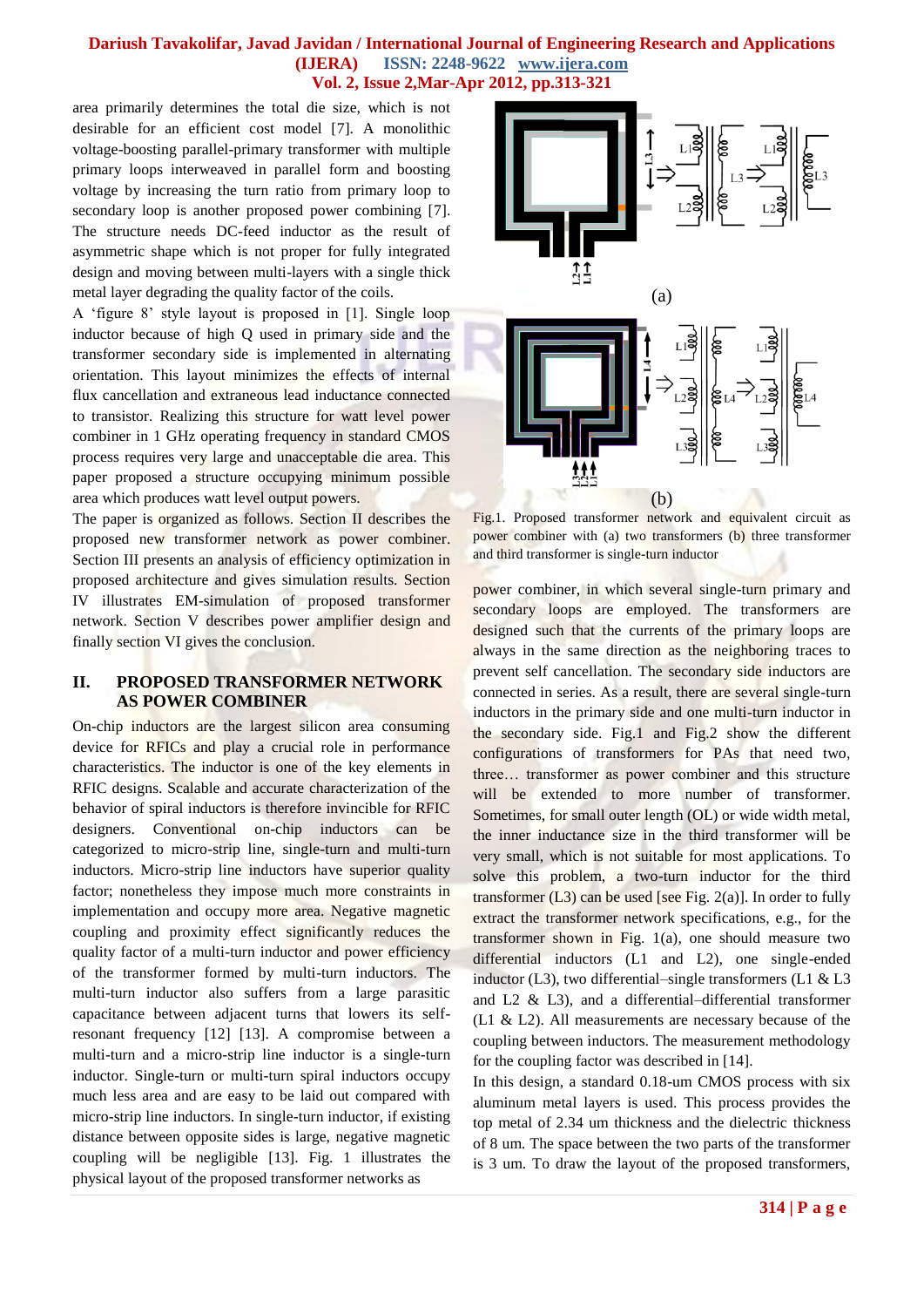area primarily determines the total die size, which is not desirable for an efficient cost model [7]. A monolithic voltage-boosting parallel-primary transformer with multiple primary loops interweaved in parallel form and boosting voltage by increasing the turn ratio from primary loop to secondary loop is another proposed power combining [7]. The structure needs DC-feed inductor as the result of asymmetric shape which is not proper for fully integrated design and moving between multi-layers with a single thick metal layer degrading the quality factor of the coils.

A 'figure 8' style layout is proposed in [1]. Single loop inductor because of high Q used in primary side and the transformer secondary side is implemented in alternating orientation. This layout minimizes the effects of internal flux cancellation and extraneous lead inductance connected to transistor. Realizing this structure for watt level power combiner in 1 GHz operating frequency in standard CMOS process requires very large and unacceptable die area. This paper proposed a structure occupying minimum possible area which produces watt level output powers.

The paper is organized as follows. Section II describes the proposed new transformer network as power combiner. Section III presents an analysis of efficiency optimization in proposed architecture and gives simulation results. Section IV illustrates EM-simulation of proposed transformer network. Section V describes power amplifier design and finally section VI gives the conclusion.

## II. PROPOSED TRANSFORMER NETWORK AS POWER COMBINER

On-chip inductors are the largest silicon area consuming device for RFICs and play a crucial role in performance characteristics. The inductor is one of the key elements in RFIC designs. Scalable and accurate characterization of the behavior of spiral inductors is therefore invincible for RFIC designers. Conventional on-chip inductors can be categorized to micro-strip line, single-turn and multi-turn inductors. Micro-strip line inductors have superior quality factor; nonetheless they impose much more constraints in implementation and occupy more area. Negative magnetic coupling and proximity effect significantly reduces the quality factor of a multi-turn inductor and power efficiency of the transformer formed by multi-turn inductors. The multi-turn inductor also suffers from a large parasitic capacitance between adjacent turns that lowers its self-resonant frequency [12] [13]. A compromise between a multi-turn and a micro-strip line inductor is a single-turn inductor. Single-turn or multi-turn spiral inductors occupy much less area and are easy to be laid out compared with micro-strip line inductors. In single-turn inductor, if existing distance between opposite sides is large, negative magnetic coupling will be negligible [13]. Fig. 1 illustrates the physical layout of the proposed transformer networks as

Fig.1. Proposed transformer network and equivalent circuit as power combiner with (a) two transformers (b) three transformer and third transformer is single-turn inductor

power combiner, in which several single-turn primary and secondary loops are employed. The transformers are designed such that the currents of the primary loops are always in the same direction as the neighboring traces to prevent self cancellation. The secondary side inductors are connected in series. As a result, there are several single-turn inductors in the primary side and one multi-turn inductor in the secondary side. Fig.1 and Fig.2 show the different configurations of transformers for PAs that need two, three… transformer as power combiner and this structure will be extended to more number of transformer. Sometimes, for small outer length (OL) or wide width metal, the inner inductance size in the third transformer will be very small, which is not suitable for most applications. To solve this problem, a two-turn inductor for the third transformer (L3) can be used [see Fig. 2(a)]. In order to fully extract the transformer network specifications, e.g., for the transformer shown in Fig. 1(a), one should measure two differential inductors (L1 and L2), one single-ended inductor (L3), two differential–single transformers (L1 & L3 and L2 & L3), and a differential–differential transformer (L1 & L2). All measurements are necessary because of the coupling between inductors. The measurement methodology for the coupling factor was described in [14].

In this design, a standard 0.18-um CMOS process with six aluminum metal layers is used. This process provides the top metal of 2.34 um thickness and the dielectric thickness of 8 um. The space between the two parts of the transformer is 3 um. To draw the layout of the proposed transformers,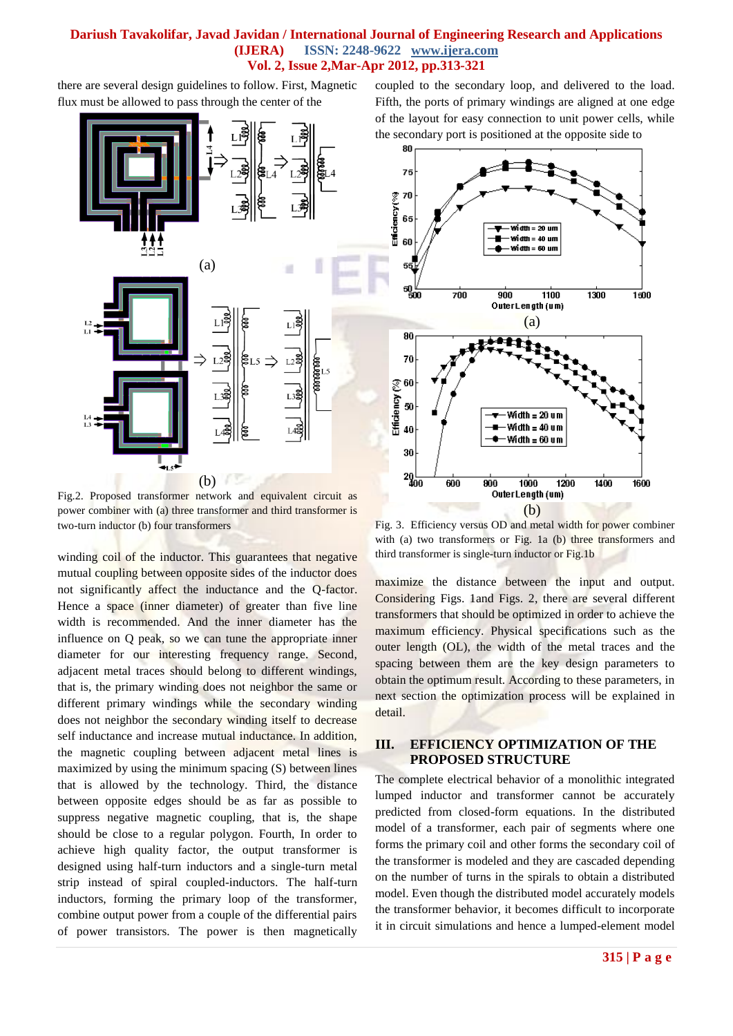there are several design guidelines to follow. First, Magnetic flux must be allowed to pass through the center of the winding coil of the inductor. This guarantees that negative mutual coupling between opposite sides of the inductor does not significantly affect the inductance and the Q-factor. Hence a space (inner diameter) of greater than five line width is recommended. And the inner diameter has the influence on Q peak, so we can tune the appropriate inner diameter for our interesting frequency range. Second, adjacent metal traces should belong to different windings, that is, the primary winding does not neighbor the same or different primary windings while the secondary winding does not neighbor the secondary winding itself to decrease self inductance and increase mutual inductance. In addition, the magnetic coupling between adjacent metal lines is maximized by using the minimum spacing (S) between lines that is allowed by the technology. Third, the distance between opposite edges should be as far as possible to suppress negative magnetic coupling, that is, the shape should be close to a regular polygon. Fourth, In order to achieve high quality factor, the output transformer is designed using half-turn inductors and a single-turn metal strip instead of spiral coupled-inductors. The half-turn inductors, forming the primary loop of the transformer, combine output power from a couple of the differential pairs of power transistors. The power is then magnetically coupled to the secondary loop, and delivered to the load. Fifth, the ports of primary windings are aligned at one edge of the layout for easy connection to unit power cells, while the secondary port is positioned at the opposite side to maximize the distance between the input and output. Considering Figs. 1and Figs. 2, there are several different transformers that should be optimized in order to achieve the maximum efficiency. Physical specifications such as the outer length (OL), the width of the metal traces and the spacing between them are the key design parameters to obtain the optimum result. According to these parameters, in next section the optimization process will be explained in detail.

Fig.2. Proposed transformer network and equivalent circuit as power combiner with (a) three transformer and third transformer is two-turn inductor (b) four transformers

Fig. 3. Efficiency versus OD and metal width for power combiner with (a) two transformers or Fig. 1a (b) three transformers and third transformer is single-turn inductor or Fig.1b

## III. EFFICIENCY OPTIMIZATION OF THE PROPOSED STRUCTURE

The complete electrical behavior of a monolithic integrated lumped inductor and transformer cannot be accurately predicted from closed-form equations. In the distributed model of a transformer, each pair of segments where one forms the primary coil and other forms the secondary coil of the transformer is modeled and they are cascaded depending on the number of turns in the spirals to obtain a distributed model. Even though the distributed model accurately models the transformer behavior, it becomes difficult to incorporate it in circuit simulations and hence a lumped-element model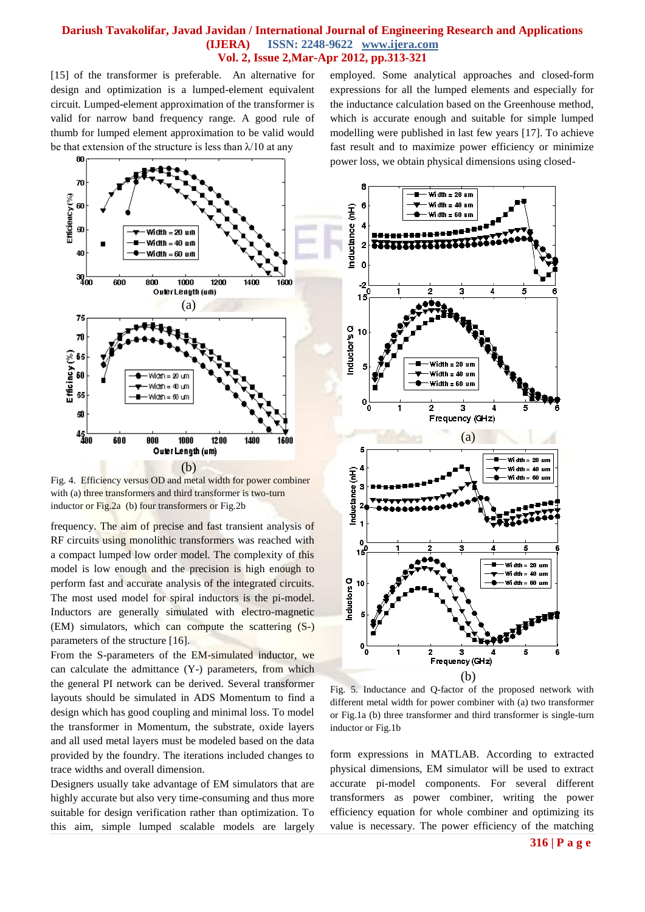[15] of the transformer is preferable. An alternative for design and optimization is a lumped-element equivalent circuit. Lumped-element approximation of the transformer is valid for narrow band frequency range. A good rule of thumb for lumped element approximation to be valid would be that extension of the structure is less than λ/10 at any frequency. The aim of precise and fast transient analysis of RF circuits using monolithic transformers was reached with a compact lumped low order model. The complexity of this model is low enough and the precision is high enough to perform fast and accurate analysis of the integrated circuits. The most used model for spiral inductors is the pi-model. Inductors are generally simulated with electro-magnetic (EM) simulators, which can compute the scattering (S-) parameters of the structure [16].

Fig. 4. Efficiency versus OD and metal width for power combiner with (a) three transformers and third transformer is two-turn inductor or Fig.2a (b) four transformers or Fig.2b

From the S-parameters of the EM-simulated inductor, we can calculate the admittance (Y-) parameters, from which the general PI network can be derived. Several transformer layouts should be simulated in ADS Momentum to find a design which has good coupling and minimal loss. To model the transformer in Momentum, the substrate, oxide layers and all used metal layers must be modeled based on the data provided by the foundry. The iterations included changes to trace widths and overall dimension.

Designers usually take advantage of EM simulators that are highly accurate but also very time-consuming and thus more suitable for design verification rather than optimization. To this aim, simple lumped scalable models are largely employed. Some analytical approaches and closed-form expressions for the lumped elements and especially for the inductance calculation based on the Greenhouse method, which is accurate enough and suitable for simple lumped modelling were published in last few years [17]. To achieve fast result and to maximize power efficiency or minimize power loss, we obtain physical dimensions using closed-form expressions in MATLAB. According to extracted physical dimensions, EM simulator will be used to extract accurate pi-model components. For several different transformers as power combiner, writing the power efficiency equation for whole combiner and optimizing its value is necessary. The power efficiency of the matching

Fig. 5. Inductance and Q-factor of the proposed network with different metal width for power combiner with (a) two transformer or Fig.1a (b) three transformer and third transformer is single-turn inductor or Fig.1b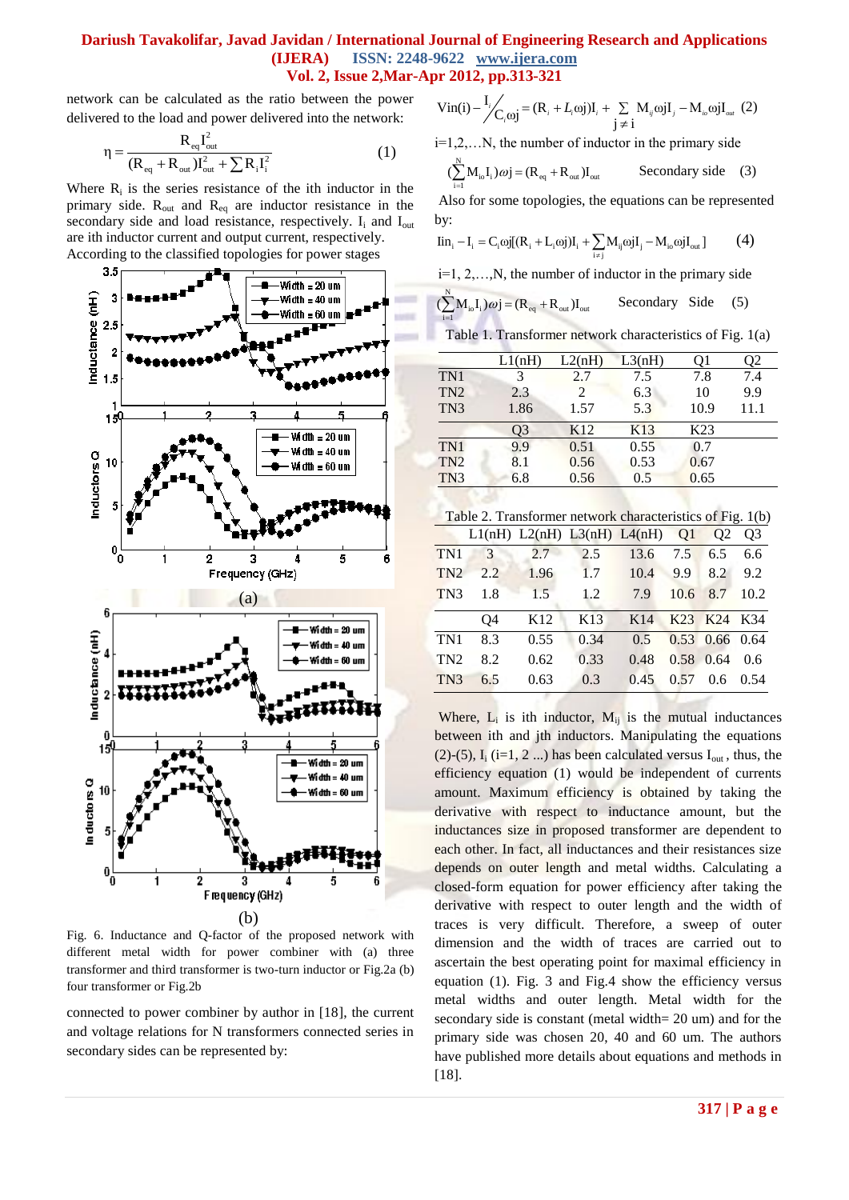network can be calculated as the ratio between the power delivered to the load and power delivered into the network:

$$\eta = \frac{R_{eq} I_{out}^2}{(R_{eq} + R_{out}) I_{out}^2 + \sum R_i I_i^2} \qquad (1)$$

Where $R_i$ is the series resistance of the ith inductor in the primary side. $R_{out}$ and $R_{eq}$ are inductor resistance in the secondary side and load resistance, respectively. $I_i$ and $I_{out}$ are ith inductor current and output current, respectively. According to the classified topologies for power stages

(a)

(b)

Fig. 6. Inductance and Q-factor of the proposed network with different metal width for power combiner with (a) three transformer and third transformer is two-turn inductor or Fig.2a (b) four transformer or Fig.2b

connected to power combiner by author in [18], the current and voltage relations for N transformers connected series in secondary sides can be represented by:

$$\text{Vin}(i) - \frac{I_i}{C_i \omega j} = (R_i + L_i \omega j) I_i + \sum_{j \neq i} M_{ij} \omega j I_j - M_{io} \omega j I_{out} \quad (2)$$

i=1,2,…N, the number of inductor in the primary side

$$\left(\sum_{i=1}^{N} M_{io} I_i\right) \omega j = (R_{eq} + R_{out}) I_{out} \qquad \text{Secondary side} \quad (3)$$

Also for some topologies, the equations can be represented by:

$$\text{Iin}_i - I_i = C_i \omega j [(R_i + L_i \omega j) I_i + \sum_{i \neq j} M_{ij} \omega j I_j - M_{io} \omega j I_{out}] \qquad (4)$$

i=1, 2,…,N, the number of inductor in the primary side

$$\left(\sum_{i=1}^{N} M_{io} I_i\right) \omega j = (R_{eq} + R_{out}) I_{out} \qquad \text{Secondary Side} \quad (5)$$

Table 1. Transformer network characteristics of Fig. 1(a)

| | L1(nH) | L2(nH) | L3(nH) | Q1 | Q2 |
|---|---|---|---|---|---|
| TN1 | 3 | 2.7 | 7.5 | 7.8 | 7.4 |
| TN2 | 2.3 | 2 | 6.3 | 10 | 9.9 |
| TN3 | 1.86 | 1.57 | 5.3 | 10.9 | 11.1 |
| | Q3 | K12 | K13 | K23 | |
| TN1 | 9.9 | 0.51 | 0.55 | 0.7 | |
| TN2 | 8.1 | 0.56 | 0.53 | 0.67 | |
| TN3 | 6.8 | 0.56 | 0.5 | 0.65 | |

Table 2. Transformer network characteristics of Fig. 1(b)

| | L1(nH) | L2(nH) | L3(nH) | L4(nH) | Q1 | Q2 | Q3 |
|---|---|---|---|---|---|---|---|
| TN1 | 3 | 2.7 | 2.5 | 13.6 | 7.5 | 6.5 | 6.6 |
| TN2 | 2.2 | 1.96 | 1.7 | 10.4 | 9.9 | 8.2 | 9.2 |
| TN3 | 1.8 | 1.5 | 1.2 | 7.9 | 10.6 | 8.7 | 10.2 |
| | Q4 | K12 | K13 | K14 | K23 | K24 | K34 |
| TN1 | 8.3 | 0.55 | 0.34 | 0.5 | 0.53 | 0.66 | 0.64 |
| TN2 | 8.2 | 0.62 | 0.33 | 0.48 | 0.58 | 0.64 | 0.6 |
| TN3 | 6.5 | 0.63 | 0.3 | 0.45 | 0.57 | 0.6 | 0.54 |

Where, $L_i$ is ith inductor, $M_{ij}$ is the mutual inductances between ith and jth inductors. Manipulating the equations (2)-(5), $I_i$ (i=1, 2 ...) has been calculated versus $I_{out}$ , thus, the efficiency equation (1) would be independent of currents amount. Maximum efficiency is obtained by taking the derivative with respect to inductance amount, but the inductances size in proposed transformer are dependent to each other. In fact, all inductances and their resistances size depends on outer length and metal widths. Calculating a closed-form equation for power efficiency after taking the derivative with respect to outer length and the width of traces is very difficult. Therefore, a sweep of outer dimension and the width of traces are carried out to ascertain the best operating point for maximal efficiency in equation (1). Fig. 3 and Fig.4 show the efficiency versus metal widths and outer length. Metal width for the secondary side is constant (metal width= 20 um) and for the primary side was chosen 20, 40 and 60 um. The authors have published more details about equations and methods in [18].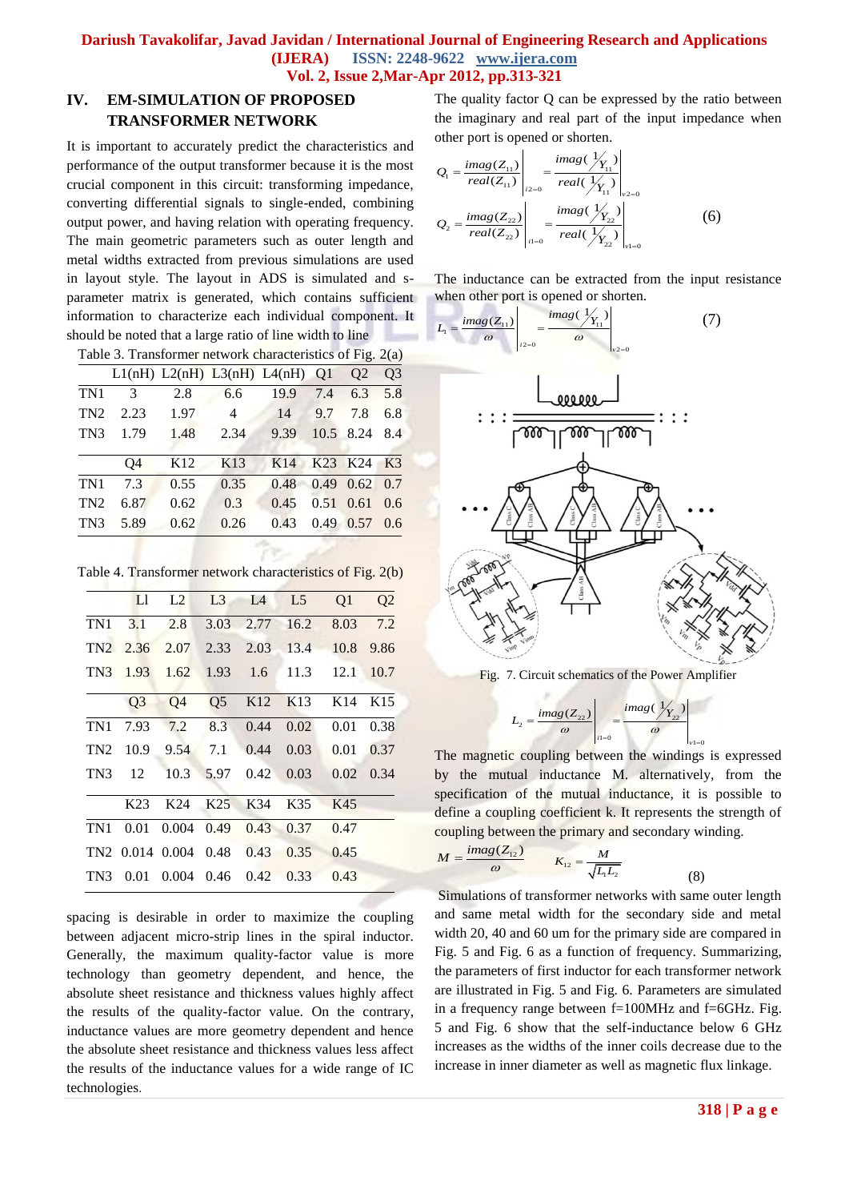## IV. EM-SIMULATION OF PROPOSED TRANSFORMER NETWORK

It is important to accurately predict the characteristics and performance of the output transformer because it is the most crucial component in this circuit: transforming impedance, converting differential signals to single-ended, combining output power, and having relation with operating frequency. The main geometric parameters such as outer length and metal widths extracted from previous simulations are used in layout style. The layout in ADS is simulated and s-parameter matrix is generated, which contains sufficient information to characterize each individual component. It should be noted that a large ratio of line width to line spacing is desirable in order to maximize the coupling between adjacent micro-strip lines in the spiral inductor. Generally, the maximum quality-factor value is more technology than geometry dependent, and hence, the absolute sheet resistance and thickness values highly affect the results of the quality-factor value. On the contrary, inductance values are more geometry dependent and hence the absolute sheet resistance and thickness values less affect the results of the inductance values for a wide range of IC technologies.

Table 3. Transformer network characteristics of Fig. 2(a)

| | L1(nH) | L2(nH) | L3(nH) | L4(nH) | Q1 | Q2 | Q3 |
|---|---|---|---|---|---|---|---|
| TN1 | 3 | 2.8 | 6.6 | 19.9 | 7.4 | 6.3 | 5.8 |
| TN2 | 2.23 | 1.97 | 4 | 14 | 9.7 | 7.8 | 6.8 |
| TN3 | 1.79 | 1.48 | 2.34 | 9.39 | 10.5 | 8.24 | 8.4 |
| | Q4 | K12 | K13 | K14 | K23 | K24 | K3 |
| TN1 | 7.3 | 0.55 | 0.35 | 0.48 | 0.49 | 0.62 | 0.7 |
| TN2 | 6.87 | 0.62 | 0.3 | 0.45 | 0.51 | 0.61 | 0.6 |
| TN3 | 5.89 | 0.62 | 0.26 | 0.43 | 0.49 | 0.57 | 0.6 |

Table 4. Transformer network characteristics of Fig. 2(b)

| | Ll | L2 | L3 | L4 | L5 | Q1 | Q2 |
|---|---|---|---|---|---|---|---|
| TN1 | 3.1 | 2.8 | 3.03 | 2.77 | 16.2 | 8.03 | 7.2 |
| TN2 | 2.36 | 2.07 | 2.33 | 2.03 | 13.4 | 10.8 | 9.86 |
| TN3 | 1.93 | 1.62 | 1.93 | 1.6 | 11.3 | 12.1 | 10.7 |
| | Q3 | Q4 | Q5 | K12 | K13 | K14 | K15 |
| TN1 | 7.93 | 7.2 | 8.3 | 0.44 | 0.02 | 0.01 | 0.38 |
| TN2 | 10.9 | 9.54 | 7.1 | 0.44 | 0.03 | 0.01 | 0.37 |
| TN3 | 12 | 10.3 | 5.97 | 0.42 | 0.03 | 0.02 | 0.34 |
| | K23 | K24 | K25 | K34 | K35 | K45 | |
| TN1 | 0.01 | 0.004 | 0.49 | 0.43 | 0.37 | 0.47 | |
| TN2 | 0.014 | 0.004 | 0.48 | 0.43 | 0.35 | 0.45 | |
| TN3 | 0.01 | 0.004 | 0.46 | 0.42 | 0.33 | 0.43 | |

The quality factor Q can be expressed by the ratio between the imaginary and real part of the input impedance when other port is opened or shorten.

$$Q_1 = \left.\frac{imag(Z_{11})}{real(Z_{11})}\right|_{i2=0} = \left.\frac{imag(1/Y_{11})}{real(1/Y_{11})}\right|_{v2=0}$$
$$Q_2 = \left.\frac{imag(Z_{22})}{real(Z_{22})}\right|_{i1=0} = \left.\frac{imag(1/Y_{22})}{real(1/Y_{22})}\right|_{v1=0} \qquad (6)$$

The inductance can be extracted from the input resistance when other port is opened or shorten.

$$L_1 = \left.\frac{imag(Z_{11})}{\omega}\right|_{i2=0} = \left.\frac{imag(1/Y_{11})}{\omega}\right|_{v2=0} \qquad (7)$$

Fig. 7. Circuit schematics of the Power Amplifier

$$L_2 = \left.\frac{imag(Z_{22})}{\omega}\right|_{i1=0} = \left.\frac{imag(1/Y_{22})}{\omega}\right|_{v1=0}$$

The magnetic coupling between the windings is expressed by the mutual inductance M. alternatively, from the specification of the mutual inductance, it is possible to define a coupling coefficient k. It represents the strength of coupling between the primary and secondary winding.

$$M = \frac{imag(Z_{12})}{\omega} \qquad K_{12} = \frac{M}{\sqrt{L_1 L_2}} \qquad (8)$$

Simulations of transformer networks with same outer length and same metal width for the secondary side and metal width 20, 40 and 60 um for the primary side are compared in Fig. 5 and Fig. 6 as a function of frequency. Summarizing, the parameters of first inductor for each transformer network are illustrated in Fig. 5 and Fig. 6. Parameters are simulated in a frequency range between f=100MHz and f=6GHz. Fig. 5 and Fig. 6 show that the self-inductance below 6 GHz increases as the widths of the inner coils decrease due to the increase in inner diameter as well as magnetic flux linkage.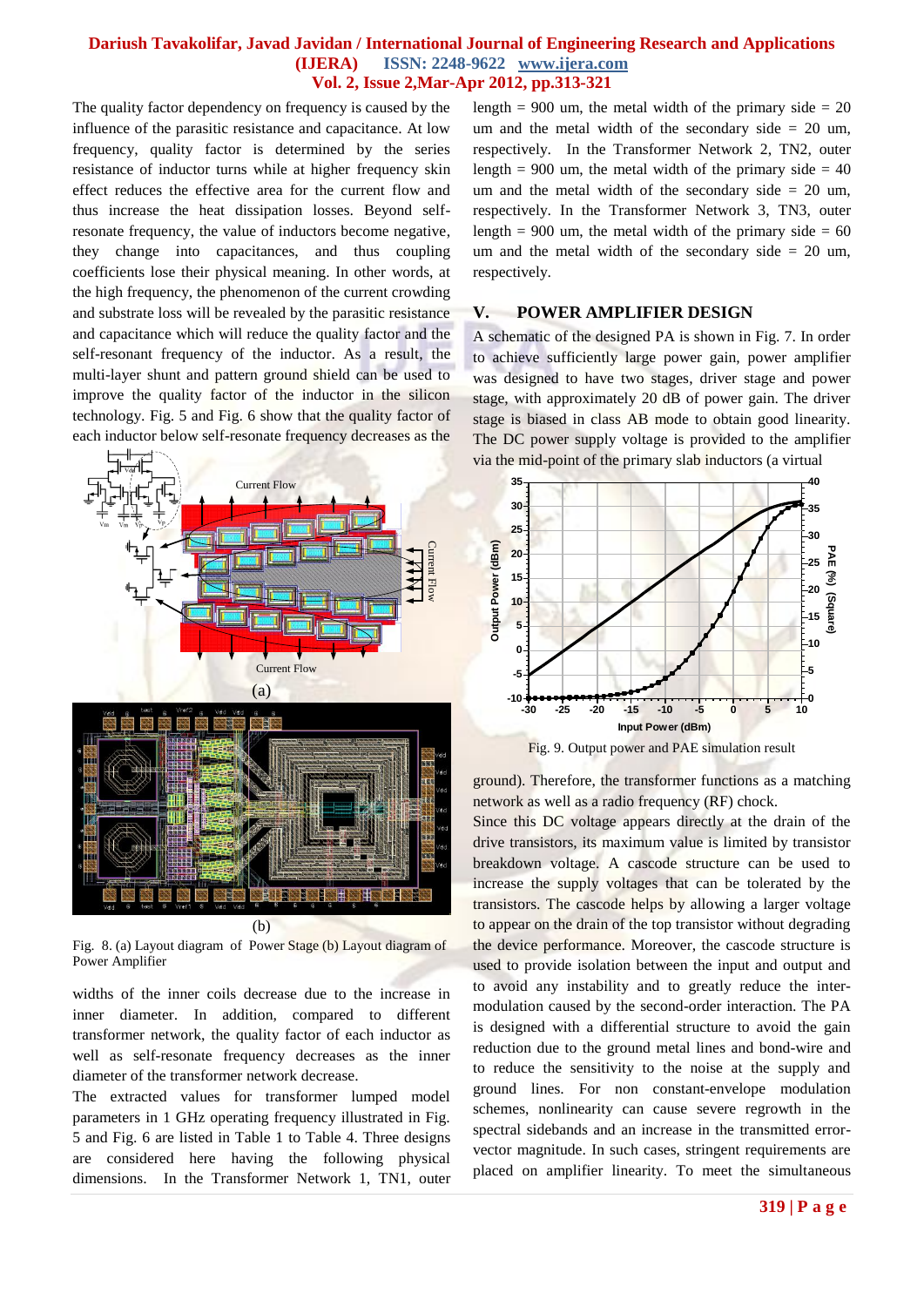The quality factor dependency on frequency is caused by the influence of the parasitic resistance and capacitance. At low frequency, quality factor is determined by the series resistance of inductor turns while at higher frequency skin effect reduces the effective area for the current flow and thus increase the heat dissipation losses. Beyond self-resonate frequency, the value of inductors become negative, they change into capacitances, and thus coupling coefficients lose their physical meaning. In other words, at the high frequency, the phenomenon of the current crowding and substrate loss will be revealed by the parasitic resistance and capacitance which will reduce the quality factor and the self-resonant frequency of the inductor. As a result, the multi-layer shunt and pattern ground shield can be used to improve the quality factor of the inductor in the silicon technology. Fig. 5 and Fig. 6 show that the quality factor of each inductor below self-resonate frequency decreases as the widths of the inner coils decrease due to the increase in inner diameter. In addition, compared to different transformer network, the quality factor of each inductor as well as self-resonate frequency decreases as the inner diameter of the transformer network decrease.

Fig. 8. (a) Layout diagram of Power Stage (b) Layout diagram of Power Amplifier

The extracted values for transformer lumped model parameters in 1 GHz operating frequency illustrated in Fig. 5 and Fig. 6 are listed in Table 1 to Table 4. Three designs are considered here having the following physical dimensions. In the Transformer Network 1, TN1, outer length = 900 um, the metal width of the primary side = 20 um and the metal width of the secondary side = 20 um, respectively. In the Transformer Network 2, TN2, outer length = 900 um, the metal width of the primary side = 40 um and the metal width of the secondary side = 20 um, respectively. In the Transformer Network 3, TN3, outer length = 900 um, the metal width of the primary side = 60 um and the metal width of the secondary side = 20 um, respectively.

## V. POWER AMPLIFIER DESIGN

A schematic of the designed PA is shown in Fig. 7. In order to achieve sufficiently large power gain, power amplifier was designed to have two stages, driver stage and power stage, with approximately 20 dB of power gain. The driver stage is biased in class AB mode to obtain good linearity. The DC power supply voltage is provided to the amplifier via the mid-point of the primary slab inductors (a virtual ground). Therefore, the transformer functions as a matching network as well as a radio frequency (RF) chock.

Fig. 9. Output power and PAE simulation result

Since this DC voltage appears directly at the drain of the drive transistors, its maximum value is limited by transistor breakdown voltage. A cascode structure can be used to increase the supply voltages that can be tolerated by the transistors. The cascode helps by allowing a larger voltage to appear on the drain of the top transistor without degrading the device performance. Moreover, the cascode structure is used to provide isolation between the input and output and to avoid any instability and to greatly reduce the inter-modulation caused by the second-order interaction. The PA is designed with a differential structure to avoid the gain reduction due to the ground metal lines and bond-wire and to reduce the sensitivity to the noise at the supply and ground lines. For non constant-envelope modulation schemes, nonlinearity can cause severe regrowth in the spectral sidebands and an increase in the transmitted error-vector magnitude. In such cases, stringent requirements are placed on amplifier linearity. To meet the simultaneous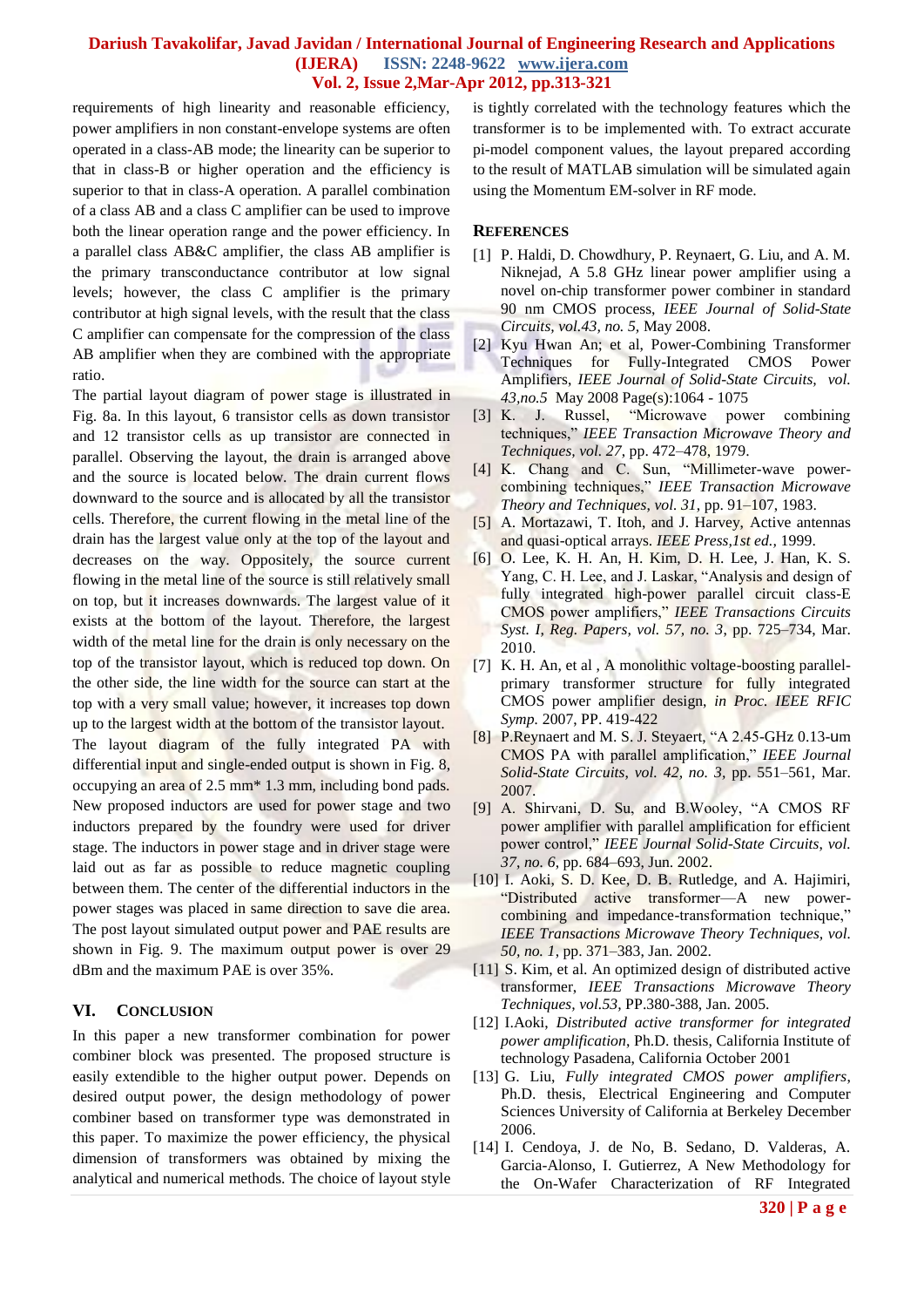requirements of high linearity and reasonable efficiency, power amplifiers in non constant-envelope systems are often operated in a class-AB mode; the linearity can be superior to that in class-B or higher operation and the efficiency is superior to that in class-A operation. A parallel combination of a class AB and a class C amplifier can be used to improve both the linear operation range and the power efficiency. In a parallel class AB&C amplifier, the class AB amplifier is the primary transconductance contributor at low signal levels; however, the class C amplifier is the primary contributor at high signal levels, with the result that the class C amplifier can compensate for the compression of the class AB amplifier when they are combined with the appropriate ratio.

The partial layout diagram of power stage is illustrated in Fig. 8a. In this layout, 6 transistor cells as down transistor and 12 transistor cells as up transistor are connected in parallel. Observing the layout, the drain is arranged above and the source is located below. The drain current flows downward to the source and is allocated by all the transistor cells. Therefore, the current flowing in the metal line of the drain has the largest value only at the top of the layout and decreases on the way. Oppositely, the source current flowing in the metal line of the source is still relatively small on top, but it increases downwards. The largest value of it exists at the bottom of the layout. Therefore, the largest width of the metal line for the drain is only necessary on the top of the transistor layout, which is reduced top down. On the other side, the line width for the source can start at the top with a very small value; however, it increases top down up to the largest width at the bottom of the transistor layout.

The layout diagram of the fully integrated PA with differential input and single-ended output is shown in Fig. 8, occupying an area of 2.5 mm* 1.3 mm, including bond pads. New proposed inductors are used for power stage and two inductors prepared by the foundry were used for driver stage. The inductors in power stage and in driver stage were laid out as far as possible to reduce magnetic coupling between them. The center of the differential inductors in the power stages was placed in same direction to save die area. The post layout simulated output power and PAE results are shown in Fig. 9. The maximum output power is over 29 dBm and the maximum PAE is over 35%.

## VI. Conclusion

In this paper a new transformer combination for power combiner block was presented. The proposed structure is easily extendible to the higher output power. Depends on desired output power, the design methodology of power combiner based on transformer type was demonstrated in this paper. To maximize the power efficiency, the physical dimension of transformers was obtained by mixing the analytical and numerical methods. The choice of layout style is tightly correlated with the technology features which the transformer is to be implemented with. To extract accurate pi-model component values, the layout prepared according to the result of MATLAB simulation will be simulated again using the Momentum EM-solver in RF mode.

## References

[1] P. Haldi, D. Chowdhury, P. Reynaert, G. Liu, and A. M. Niknejad, A 5.8 GHz linear power amplifier using a novel on-chip transformer power combiner in standard 90 nm CMOS process, *IEEE Journal of Solid-State Circuits, vol.43, no. 5,* May 2008.

[2] Kyu Hwan An; et al, Power-Combining Transformer Techniques for Fully-Integrated CMOS Power Amplifiers, *IEEE Journal of Solid-State Circuits, vol. 43,no.5* May 2008 Page(s):1064 - 1075

[3] K. J. Russel, "Microwave power combining techniques," *IEEE Transaction Microwave Theory and Techniques, vol. 27*, pp. 472–478, 1979.

[4] K. Chang and C. Sun, "Millimeter-wave power-combining techniques," *IEEE Transaction Microwave Theory and Techniques, vol. 31*, pp. 91–107, 1983.

[5] A. Mortazawi, T. Itoh, and J. Harvey, Active antennas and quasi-optical arrays. *IEEE Press,1st ed.,* 1999.

[6] O. Lee, K. H. An, H. Kim, D. H. Lee, J. Han, K. S. Yang, C. H. Lee, and J. Laskar, "Analysis and design of fully integrated high-power parallel circuit class-E CMOS power amplifiers," *IEEE Transactions Circuits Syst. I, Reg. Papers, vol. 57, no. 3*, pp. 725–734, Mar. 2010.

[7] K. H. An, et al , A monolithic voltage-boosting parallel-primary transformer structure for fully integrated CMOS power amplifier design, *in Proc. IEEE RFIC Symp.* 2007, PP. 419-422

[8] P.Reynaert and M. S. J. Steyaert, "A 2.45-GHz 0.13-um CMOS PA with parallel amplification," *IEEE Journal Solid-State Circuits, vol. 42, no. 3,* pp. 551–561, Mar. 2007.

[9] A. Shirvani, D. Su, and B.Wooley, "A CMOS RF power amplifier with parallel amplification for efficient power control," *IEEE Journal Solid-State Circuits, vol. 37, no. 6*, pp. 684–693, Jun. 2002.

[10] I. Aoki, S. D. Kee, D. B. Rutledge, and A. Hajimiri, "Distributed active transformer—A new power-combining and impedance-transformation technique," *IEEE Transactions Microwave Theory Techniques, vol. 50, no. 1*, pp. 371–383, Jan. 2002.

[11] S. Kim, et al. An optimized design of distributed active transformer, *IEEE Transactions Microwave Theory Techniques, vol.53,* PP.380-388, Jan. 2005.

[12] I.Aoki, *Distributed active transformer for integrated power amplification*, Ph.D. thesis, California Institute of technology Pasadena, California October 2001

[13] G. Liu, *Fully integrated CMOS power amplifiers*, Ph.D. thesis, Electrical Engineering and Computer Sciences University of California at Berkeley December 2006.

[14] I. Cendoya, J. de No, B. Sedano, D. Valderas, A. Garcia-Alonso, I. Gutierrez, A New Methodology for the On-Wafer Characterization of RF Integrated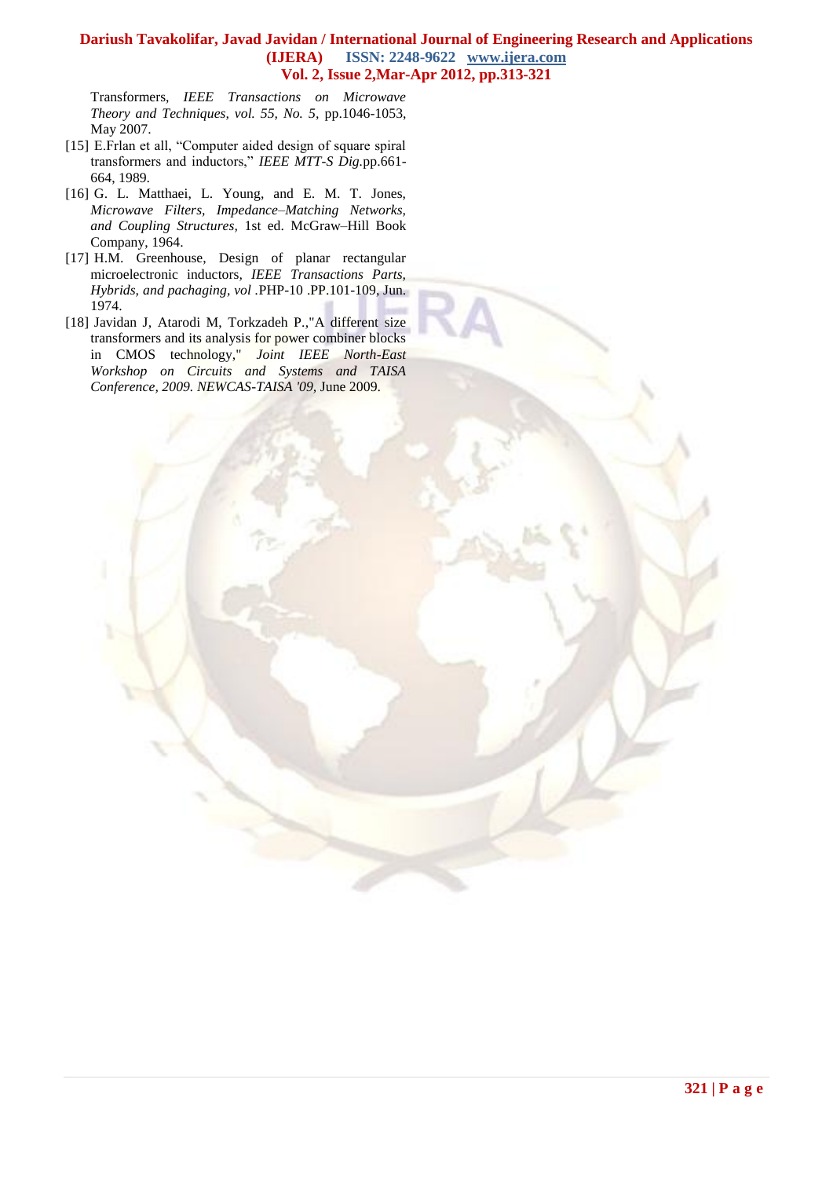Transformers, *IEEE Transactions on Microwave Theory and Techniques, vol. 55, No. 5*, pp.1046-1053, May 2007.

[15] E.Frlan et all, “Computer aided design of square spiral transformers and inductors,” *IEEE MTT-S Dig.*pp.661-664, 1989.

[16] G. L. Matthaei, L. Young, and E. M. T. Jones, *Microwave Filters, Impedance–Matching Networks, and Coupling Structures,* 1st ed. McGraw–Hill Book Company, 1964.

[17] H.M. Greenhouse, Design of planar rectangular microelectronic inductors, *IEEE Transactions Parts, Hybrids, and pachaging, vol* .PHP-10 .PP.101-109, Jun. 1974.

[18] Javidan J, Atarodi M, Torkzadeh P.,"A different size transformers and its analysis for power combiner blocks in CMOS technology," *Joint IEEE North-East Workshop on Circuits and Systems and TAISA Conference, 2009. NEWCAS-TAISA '09,* June 2009.